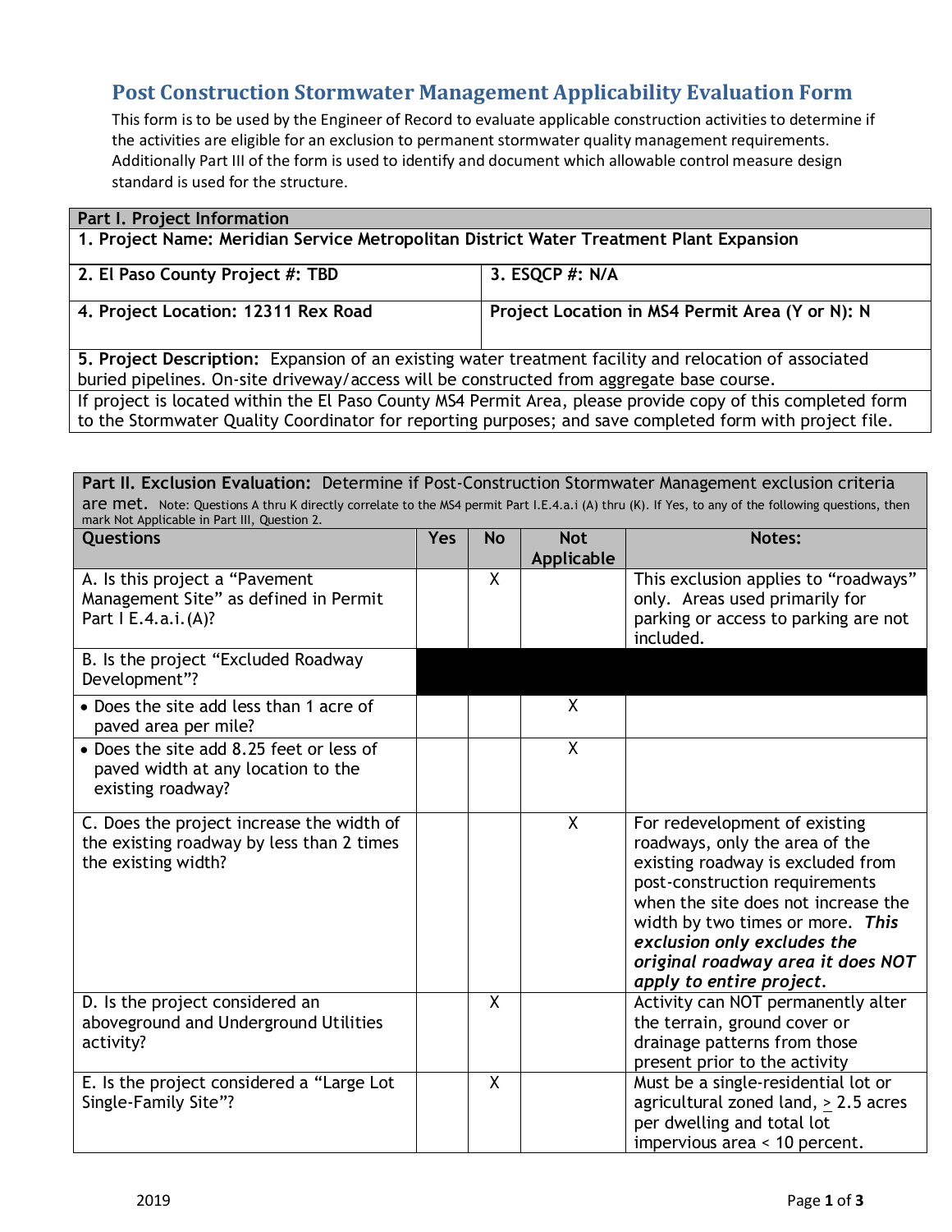## Post Construction Stormwater Management Applicability Evaluation Form

This form is to be used by the Engineer of Record to evaluate applicable construction activities to determine if the activities are eligible for an exclusion to permanent stormwater quality management requirements. Additionally Part III of the form is used to identify and document which allowable control measure design standard is used for the structure.

| **Part I. Project Information** | |
|---|---|
| **1. Project Name: Meridian Service Metropolitan District Water Treatment Plant Expansion** | |
| **2. El Paso County Project #: TBD** | **3. ESQCP #: N/A** |
| **4. Project Location: 12311 Rex Road** | **Project Location in MS4 Permit Area (Y or N): N** |
| **5. Project Description:** Expansion of an existing water treatment facility and relocation of associated buried pipelines. On-site driveway/access will be constructed from aggregate base course. | |
| If project is located within the El Paso County MS4 Permit Area, please provide copy of this completed form to the Stormwater Quality Coordinator for reporting purposes; and save completed form with project file. | |

**Part II. Exclusion Evaluation:** Determine if Post-Construction Stormwater Management exclusion criteria are met. Note: Questions A thru K directly correlate to the MS4 permit Part I.E.4.a.i (A) thru (K). If Yes, to any of the following questions, then mark Not Applicable in Part III, Question 2.

| Questions | Yes | No | Not Applicable | Notes: |
|---|---|---|---|---|
| A. Is this project a "Pavement Management Site" as defined in Permit Part I E.4.a.i.(A)? | | X | | This exclusion applies to "roadways" only. Areas used primarily for parking or access to parking are not included. |
| B. Is the project "Excluded Roadway Development"? | | | | |
| • Does the site add less than 1 acre of paved area per mile? | | | X | |
| • Does the site add 8.25 feet or less of paved width at any location to the existing roadway? | | | X | |
| C. Does the project increase the width of the existing roadway by less than 2 times the existing width? | | | X | For redevelopment of existing roadways, only the area of the existing roadway is excluded from post-construction requirements when the site does not increase the width by two times or more. ***This exclusion only excludes the original roadway area it does NOT apply to entire project.*** |
| D. Is the project considered an aboveground and Underground Utilities activity? | | X | | Activity can NOT permanently alter the terrain, ground cover or drainage patterns from those present prior to the activity |
| E. Is the project considered a "Large Lot Single-Family Site"? | | X | | Must be a single-residential lot or agricultural zoned land, ≥ 2.5 acres per dwelling and total lot impervious area < 10 percent. |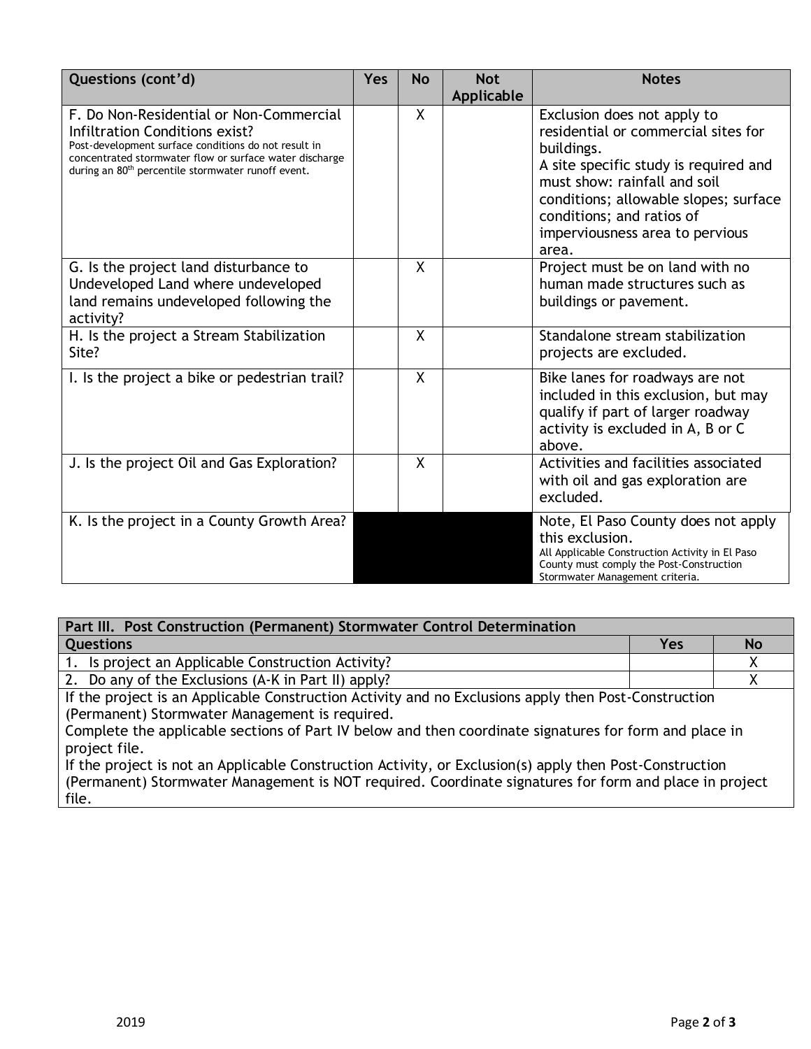| Questions (cont'd) | Yes | No | Not Applicable | Notes |
|---|---|---|---|---|
| F. Do Non-Residential or Non-Commercial Infiltration Conditions exist? Post-development surface conditions do not result in concentrated stormwater flow or surface water discharge during an 80th percentile stormwater runoff event. | | X | | Exclusion does not apply to residential or commercial sites for buildings. A site specific study is required and must show: rainfall and soil conditions; allowable slopes; surface conditions; and ratios of imperviousness area to pervious area. |
| G. Is the project land disturbance to Undeveloped Land where undeveloped land remains undeveloped following the activity? | | X | | Project must be on land with no human made structures such as buildings or pavement. |
| H. Is the project a Stream Stabilization Site? | | X | | Standalone stream stabilization projects are excluded. |
| I. Is the project a bike or pedestrian trail? | | X | | Bike lanes for roadways are not included in this exclusion, but may qualify if part of larger roadway activity is excluded in A, B or C above. |
| J. Is the project Oil and Gas Exploration? | | X | | Activities and facilities associated with oil and gas exploration are excluded. |
| K. Is the project in a County Growth Area? | | | | Note, El Paso County does not apply this exclusion. All Applicable Construction Activity in El Paso County must comply the Post-Construction Stormwater Management criteria. |

| Part III. Post Construction (Permanent) Stormwater Control Determination | | |
|---|---|---|
| **Questions** | **Yes** | **No** |
| 1. Is project an Applicable Construction Activity? | | X |
| 2. Do any of the Exclusions (A-K in Part II) apply? | | X |
| If the project is an Applicable Construction Activity and no Exclusions apply then Post-Construction (Permanent) Stormwater Management is required. Complete the applicable sections of Part IV below and then coordinate signatures for form and place in project file. If the project is not an Applicable Construction Activity, or Exclusion(s) apply then Post-Construction (Permanent) Stormwater Management is NOT required. Coordinate signatures for form and place in project file. | | |

2019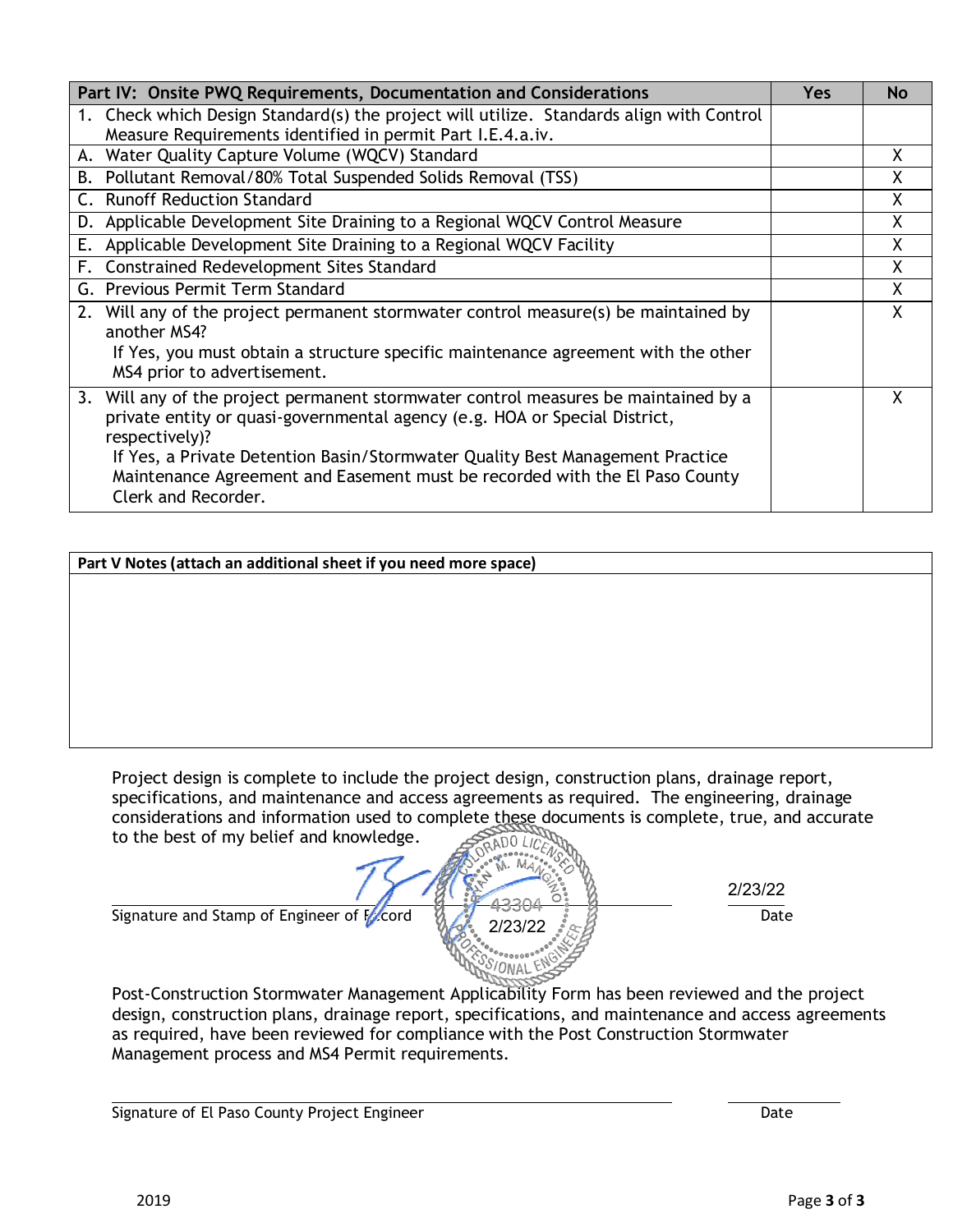| Part IV: Onsite PWQ Requirements, Documentation and Considerations | Yes | No |
|---|---|---|
| 1. Check which Design Standard(s) the project will utilize. Standards align with Control Measure Requirements identified in permit Part I.E.4.a.iv. | | |
| A. Water Quality Capture Volume (WQCV) Standard | | X |
| B. Pollutant Removal/80% Total Suspended Solids Removal (TSS) | | X |
| C. Runoff Reduction Standard | | X |
| D. Applicable Development Site Draining to a Regional WQCV Control Measure | | X |
| E. Applicable Development Site Draining to a Regional WQCV Facility | | X |
| F. Constrained Redevelopment Sites Standard | | X |
| G. Previous Permit Term Standard | | X |
| 2. Will any of the project permanent stormwater control measure(s) be maintained by another MS4? If Yes, you must obtain a structure specific maintenance agreement with the other MS4 prior to advertisement. | | X |
| 3. Will any of the project permanent stormwater control measures be maintained by a private entity or quasi-governmental agency (e.g. HOA or Special District, respectively)? If Yes, a Private Detention Basin/Stormwater Quality Best Management Practice Maintenance Agreement and Easement must be recorded with the El Paso County Clerk and Recorder. | | X |

| Part V Notes (attach an additional sheet if you need more space) |
|---|
| |

Project design is complete to include the project design, construction plans, drainage report, specifications, and maintenance and access agreements as required. The engineering, drainage considerations and information used to complete these documents is complete, true, and accurate to the best of my belief and knowledge.

Colorado Licensed Professional Engineer — Ryan M. Mangino — 43304 — 2/23/22

Signature and Stamp of Engineer of Record ______________________ Date: 2/23/22

Post-Construction Stormwater Management Applicability Form has been reviewed and the project design, construction plans, drainage report, specifications, and maintenance and access agreements as required, have been reviewed for compliance with the Post Construction Stormwater Management process and MS4 Permit requirements.

Signature of El Paso County Project Engineer ______________________ Date ____________

2019